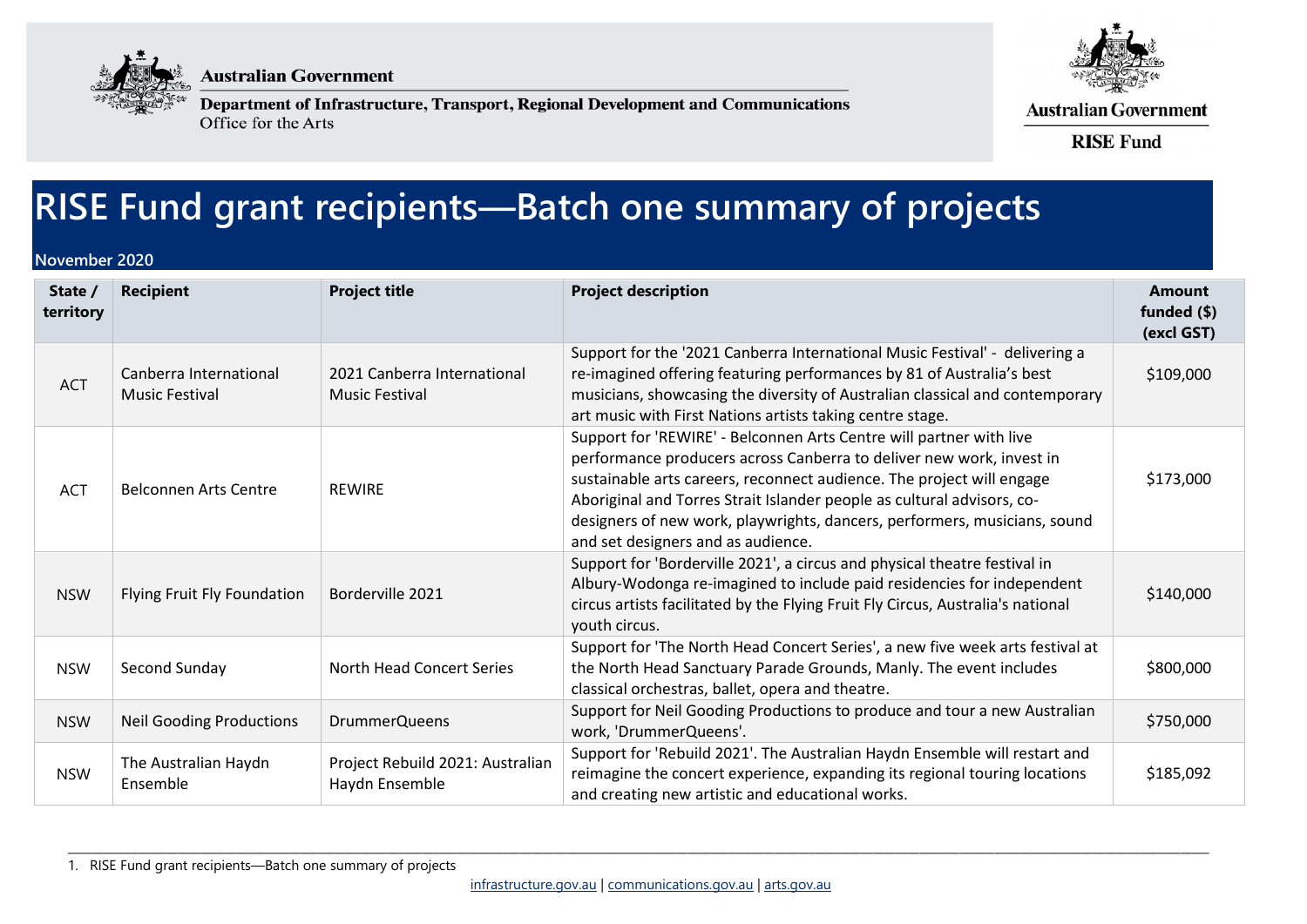Australian Government

Department of Infrastructure, Transport, Regional Development and Communications
Office for the Arts

Australian Government
RISE Fund

# RISE Fund grant recipients—Batch one summary of projects

**November 2020**

| State / territory | Recipient | Project title | Project description | Amount funded ($) (excl GST) |
|---|---|---|---|---|
| ACT | Canberra International Music Festival | 2021 Canberra International Music Festival | Support for the '2021 Canberra International Music Festival' - delivering a re-imagined offering featuring performances by 81 of Australia's best musicians, showcasing the diversity of Australian classical and contemporary art music with First Nations artists taking centre stage. | $109,000 |
| ACT | Belconnen Arts Centre | REWIRE | Support for 'REWIRE' - Belconnen Arts Centre will partner with live performance producers across Canberra to deliver new work, invest in sustainable arts careers, reconnect audience. The project will engage Aboriginal and Torres Strait Islander people as cultural advisors, co-designers of new work, playwrights, dancers, performers, musicians, sound and set designers and as audience. | $173,000 |
| NSW | Flying Fruit Fly Foundation | Borderville 2021 | Support for 'Borderville 2021', a circus and physical theatre festival in Albury-Wodonga re-imagined to include paid residencies for independent circus artists facilitated by the Flying Fruit Fly Circus, Australia's national youth circus. | $140,000 |
| NSW | Second Sunday | North Head Concert Series | Support for 'The North Head Concert Series', a new five week arts festival at the North Head Sanctuary Parade Grounds, Manly. The event includes classical orchestras, ballet, opera and theatre. | $800,000 |
| NSW | Neil Gooding Productions | DrummerQueens | Support for Neil Gooding Productions to produce and tour a new Australian work, 'DrummerQueens'. | $750,000 |
| NSW | The Australian Haydn Ensemble | Project Rebuild 2021: Australian Haydn Ensemble | Support for 'Rebuild 2021'. The Australian Haydn Ensemble will restart and reimagine the concert experience, expanding its regional touring locations and creating new artistic and educational works. | $185,092 |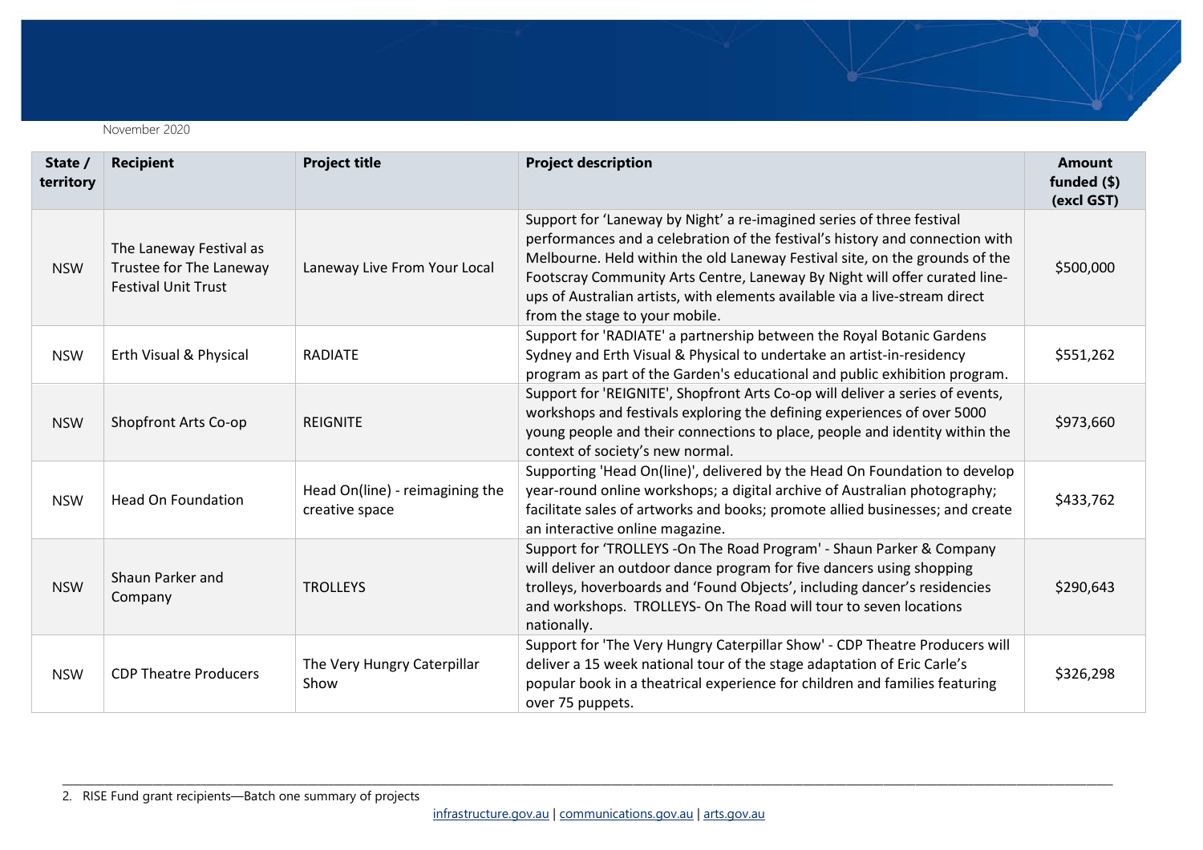November 2020

| State / territory | Recipient | Project title | Project description | Amount funded ($) (excl GST) |
|---|---|---|---|---|
| NSW | The Laneway Festival as Trustee for The Laneway Festival Unit Trust | Laneway Live From Your Local | Support for 'Laneway by Night' a re-imagined series of three festival performances and a celebration of the festival's history and connection with Melbourne. Held within the old Laneway Festival site, on the grounds of the Footscray Community Arts Centre, Laneway By Night will offer curated line-ups of Australian artists, with elements available via a live-stream direct from the stage to your mobile. | $500,000 |
| NSW | Erth Visual & Physical | RADIATE | Support for 'RADIATE' a partnership between the Royal Botanic Gardens Sydney and Erth Visual & Physical to undertake an artist-in-residency program as part of the Garden's educational and public exhibition program. | $551,262 |
| NSW | Shopfront Arts Co-op | REIGNITE | Support for 'REIGNITE', Shopfront Arts Co-op will deliver a series of events, workshops and festivals exploring the defining experiences of over 5000 young people and their connections to place, people and identity within the context of society's new normal. | $973,660 |
| NSW | Head On Foundation | Head On(line) - reimagining the creative space | Supporting 'Head On(line)', delivered by the Head On Foundation to develop year-round online workshops; a digital archive of Australian photography; facilitate sales of artworks and books; promote allied businesses; and create an interactive online magazine. | $433,762 |
| NSW | Shaun Parker and Company | TROLLEYS | Support for 'TROLLEYS -On The Road Program' - Shaun Parker & Company will deliver an outdoor dance program for five dancers using shopping trolleys, hoverboards and 'Found Objects', including dancer's residencies and workshops. TROLLEYS- On The Road will tour to seven locations nationally. | $290,643 |
| NSW | CDP Theatre Producers | The Very Hungry Caterpillar Show | Support for 'The Very Hungry Caterpillar Show' - CDP Theatre Producers will deliver a 15 week national tour of the stage adaptation of Eric Carle's popular book in a theatrical experience for children and families featuring over 75 puppets. | $326,298 |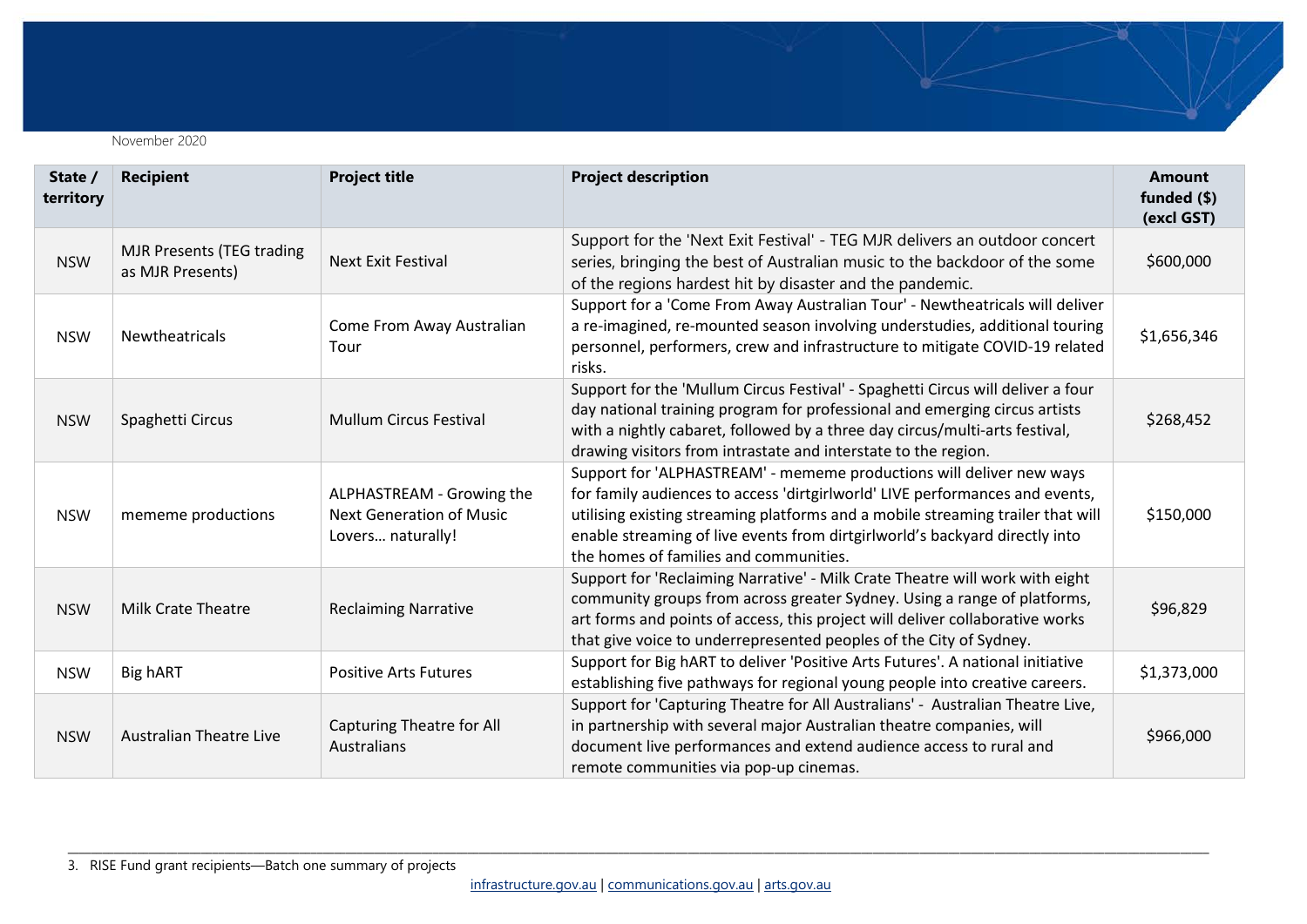November 2020

| State / territory | Recipient | Project title | Project description | Amount funded ($) (excl GST) |
|---|---|---|---|---|
| NSW | MJR Presents (TEG trading as MJR Presents) | Next Exit Festival | Support for the 'Next Exit Festival' - TEG MJR delivers an outdoor concert series, bringing the best of Australian music to the backdoor of the some of the regions hardest hit by disaster and the pandemic. | $600,000 |
| NSW | Newtheatricals | Come From Away Australian Tour | Support for a 'Come From Away Australian Tour' - Newtheatricals will deliver a re-imagined, re-mounted season involving understudies, additional touring personnel, performers, crew and infrastructure to mitigate COVID-19 related risks. | $1,656,346 |
| NSW | Spaghetti Circus | Mullum Circus Festival | Support for the 'Mullum Circus Festival' - Spaghetti Circus will deliver a four day national training program for professional and emerging circus artists with a nightly cabaret, followed by a three day circus/multi-arts festival, drawing visitors from intrastate and interstate to the region. | $268,452 |
| NSW | mememe productions | ALPHASTREAM - Growing the Next Generation of Music Lovers… naturally! | Support for 'ALPHASTREAM' - mememe productions will deliver new ways for family audiences to access 'dirtgirlworld' LIVE performances and events, utilising existing streaming platforms and a mobile streaming trailer that will enable streaming of live events from dirtgirlworld's backyard directly into the homes of families and communities. | $150,000 |
| NSW | Milk Crate Theatre | Reclaiming Narrative | Support for 'Reclaiming Narrative' - Milk Crate Theatre will work with eight community groups from across greater Sydney. Using a range of platforms, art forms and points of access, this project will deliver collaborative works that give voice to underrepresented peoples of the City of Sydney. | $96,829 |
| NSW | Big hART | Positive Arts Futures | Support for Big hART to deliver 'Positive Arts Futures'. A national initiative establishing five pathways for regional young people into creative careers. | $1,373,000 |
| NSW | Australian Theatre Live | Capturing Theatre for All Australians | Support for 'Capturing Theatre for All Australians' - Australian Theatre Live, in partnership with several major Australian theatre companies, will document live performances and extend audience access to rural and remote communities via pop-up cinemas. | $966,000 |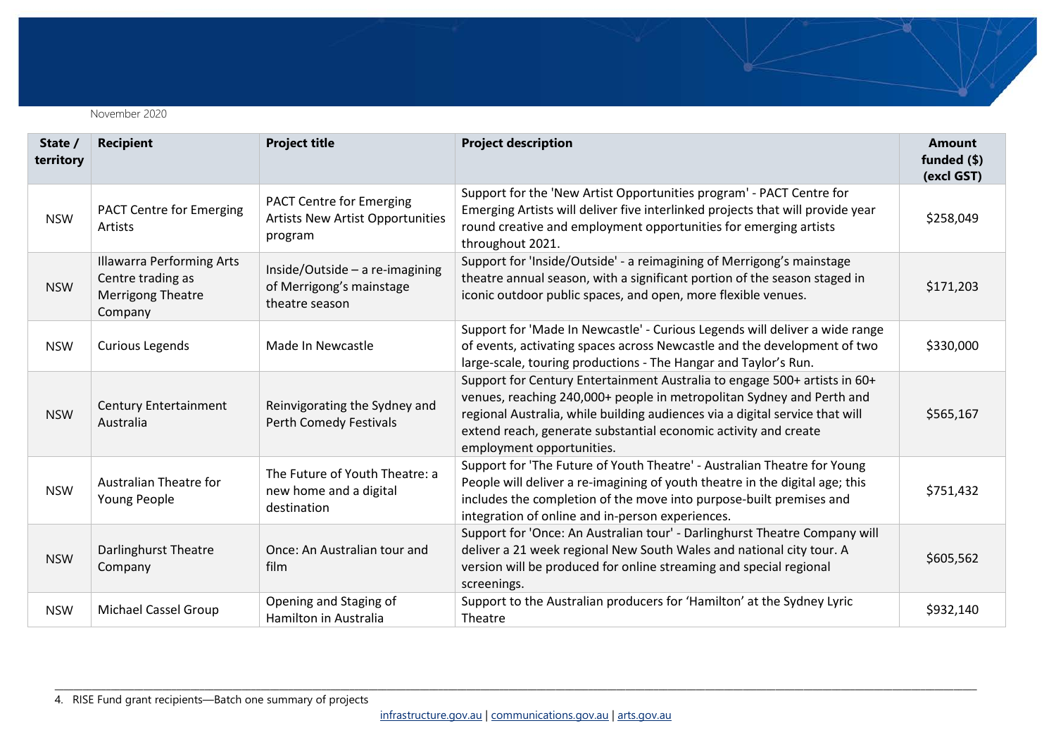November 2020

| State / territory | Recipient | Project title | Project description | Amount funded ($) (excl GST) |
|---|---|---|---|---|
| NSW | PACT Centre for Emerging Artists | PACT Centre for Emerging Artists New Artist Opportunities program | Support for the 'New Artist Opportunities program' - PACT Centre for Emerging Artists will deliver five interlinked projects that will provide year round creative and employment opportunities for emerging artists throughout 2021. | $258,049 |
| NSW | Illawarra Performing Arts Centre trading as Merrigong Theatre Company | Inside/Outside – a re-imagining of Merrigong's mainstage theatre season | Support for 'Inside/Outside' - a reimagining of Merrigong's mainstage theatre annual season, with a significant portion of the season staged in iconic outdoor public spaces, and open, more flexible venues. | $171,203 |
| NSW | Curious Legends | Made In Newcastle | Support for 'Made In Newcastle' - Curious Legends will deliver a wide range of events, activating spaces across Newcastle and the development of two large-scale, touring productions - The Hangar and Taylor's Run. | $330,000 |
| NSW | Century Entertainment Australia | Reinvigorating the Sydney and Perth Comedy Festivals | Support for Century Entertainment Australia to engage 500+ artists in 60+ venues, reaching 240,000+ people in metropolitan Sydney and Perth and regional Australia, while building audiences via a digital service that will extend reach, generate substantial economic activity and create employment opportunities. | $565,167 |
| NSW | Australian Theatre for Young People | The Future of Youth Theatre: a new home and a digital destination | Support for 'The Future of Youth Theatre' - Australian Theatre for Young People will deliver a re-imagining of youth theatre in the digital age; this includes the completion of the move into purpose-built premises and integration of online and in-person experiences. | $751,432 |
| NSW | Darlinghurst Theatre Company | Once: An Australian tour and film | Support for 'Once: An Australian tour' - Darlinghurst Theatre Company will deliver a 21 week regional New South Wales and national city tour. A version will be produced for online streaming and special regional screenings. | $605,562 |
| NSW | Michael Cassel Group | Opening and Staging of Hamilton in Australia | Support to the Australian producers for 'Hamilton' at the Sydney Lyric Theatre | $932,140 |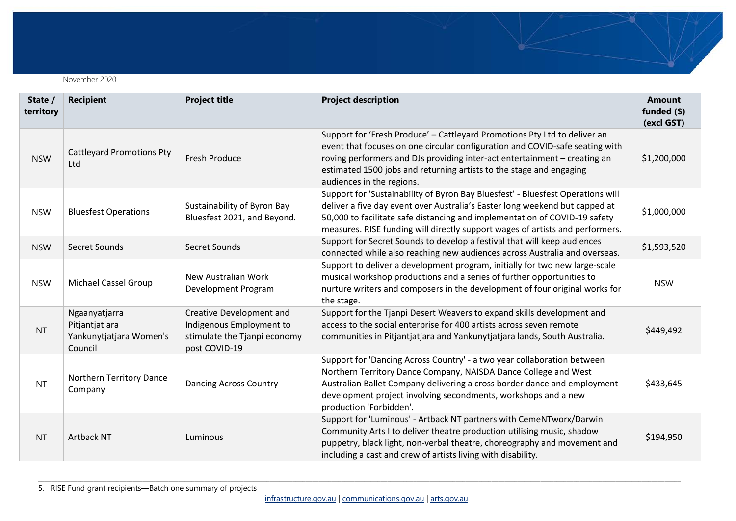November 2020

| State / territory | Recipient | Project title | Project description | Amount funded ($) (excl GST) |
|---|---|---|---|---|
| NSW | Cattleyard Promotions Pty Ltd | Fresh Produce | Support for 'Fresh Produce' – Cattleyard Promotions Pty Ltd to deliver an event that focuses on one circular configuration and COVID-safe seating with roving performers and DJs providing inter-act entertainment – creating an estimated 1500 jobs and returning artists to the stage and engaging audiences in the regions. | $1,200,000 |
| NSW | Bluesfest Operations | Sustainability of Byron Bay Bluesfest 2021, and Beyond. | Support for 'Sustainability of Byron Bay Bluesfest' - Bluesfest Operations will deliver a five day event over Australia's Easter long weekend but capped at 50,000 to facilitate safe distancing and implementation of COVID-19 safety measures. RISE funding will directly support wages of artists and performers. | $1,000,000 |
| NSW | Secret Sounds | Secret Sounds | Support for Secret Sounds to develop a festival that will keep audiences connected while also reaching new audiences across Australia and overseas. | $1,593,520 |
| NSW | Michael Cassel Group | New Australian Work Development Program | Support to deliver a development program, initially for two new large-scale musical workshop productions and a series of further opportunities to nurture writers and composers in the development of four original works for the stage. | NSW |
| NT | Ngaanyatjarra Pitjantjatjara Yankunytjatjara Women's Council | Creative Development and Indigenous Employment to stimulate the Tjanpi economy post COVID-19 | Support for the Tjanpi Desert Weavers to expand skills development and access to the social enterprise for 400 artists across seven remote communities in Pitjantjatjara and Yankunytjatjara lands, South Australia. | $449,492 |
| NT | Northern Territory Dance Company | Dancing Across Country | Support for 'Dancing Across Country' - a two year collaboration between Northern Territory Dance Company, NAISDA Dance College and West Australian Ballet Company delivering a cross border dance and employment development project involving secondments, workshops and a new production 'Forbidden'. | $433,645 |
| NT | Artback NT | Luminous | Support for 'Luminous' - Artback NT partners with CemeNTworx/Darwin Community Arts I to deliver theatre production utilising music, shadow puppetry, black light, non-verbal theatre, choreography and movement and including a cast and crew of artists living with disability. | $194,950 |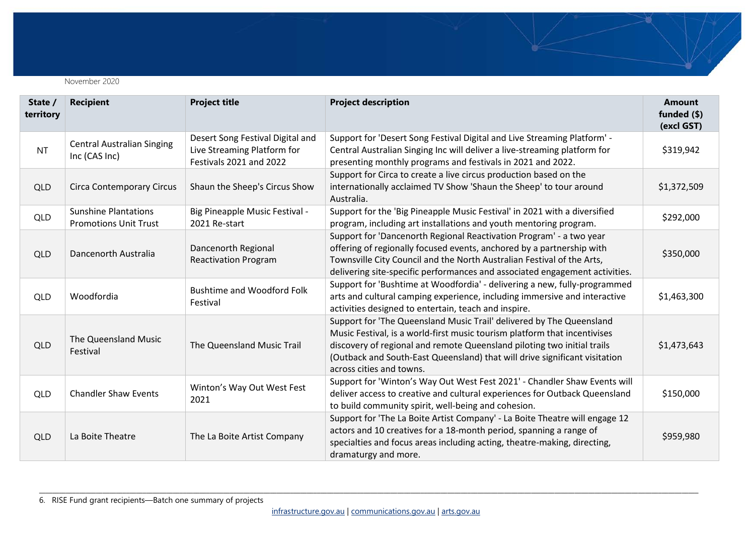November 2020

| State / territory | Recipient | Project title | Project description | Amount funded ($) (excl GST) |
|---|---|---|---|---|
| NT | Central Australian Singing Inc (CAS Inc) | Desert Song Festival Digital and Live Streaming Platform for Festivals 2021 and 2022 | Support for 'Desert Song Festival Digital and Live Streaming Platform' - Central Australian Singing Inc will deliver a live-streaming platform for presenting monthly programs and festivals in 2021 and 2022. | $319,942 |
| QLD | Circa Contemporary Circus | Shaun the Sheep's Circus Show | Support for Circa to create a live circus production based on the internationally acclaimed TV Show 'Shaun the Sheep' to tour around Australia. | $1,372,509 |
| QLD | Sunshine Plantations Promotions Unit Trust | Big Pineapple Music Festival - 2021 Re-start | Support for the 'Big Pineapple Music Festival' in 2021 with a diversified program, including art installations and youth mentoring program. | $292,000 |
| QLD | Dancenorth Australia | Dancenorth Regional Reactivation Program | Support for 'Dancenorth Regional Reactivation Program' - a two year offering of regionally focused events, anchored by a partnership with Townsville City Council and the North Australian Festival of the Arts, delivering site-specific performances and associated engagement activities. | $350,000 |
| QLD | Woodfordia | Bushtime and Woodford Folk Festival | Support for 'Bushtime at Woodfordia' - delivering a new, fully-programmed arts and cultural camping experience, including immersive and interactive activities designed to entertain, teach and inspire. | $1,463,300 |
| QLD | The Queensland Music Festival | The Queensland Music Trail | Support for 'The Queensland Music Trail' delivered by The Queensland Music Festival, is a world-first music tourism platform that incentivises discovery of regional and remote Queensland piloting two initial trails (Outback and South-East Queensland) that will drive significant visitation across cities and towns. | $1,473,643 |
| QLD | Chandler Shaw Events | Winton's Way Out West Fest 2021 | Support for 'Winton's Way Out West Fest 2021' - Chandler Shaw Events will deliver access to creative and cultural experiences for Outback Queensland to build community spirit, well-being and cohesion. | $150,000 |
| QLD | La Boite Theatre | The La Boite Artist Company | Support for 'The La Boite Artist Company' - La Boite Theatre will engage 12 actors and 10 creatives for a 18-month period, spanning a range of specialties and focus areas including acting, theatre-making, directing, dramaturgy and more. | $959,980 |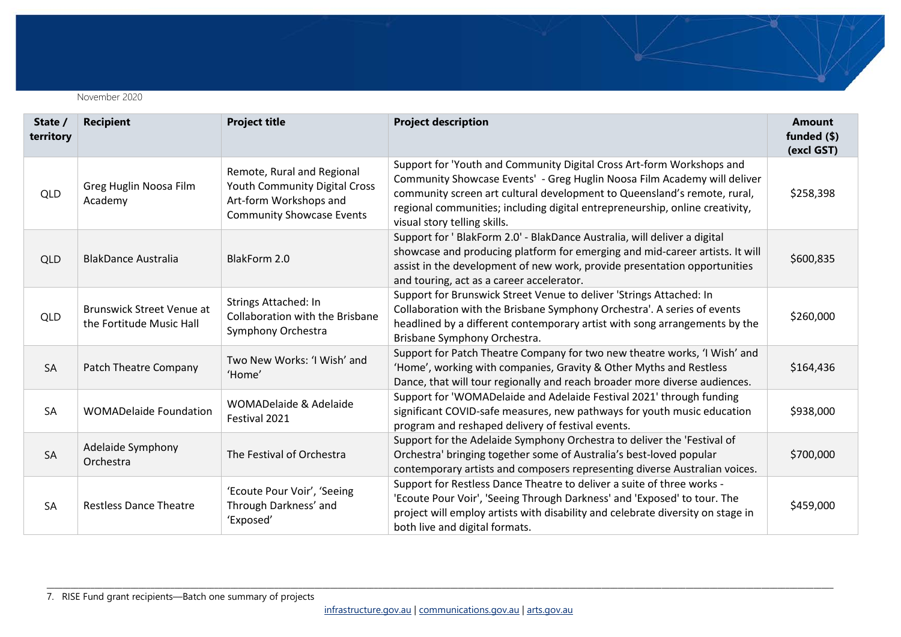November 2020

| State / territory | Recipient | Project title | Project description | Amount funded ($) (excl GST) |
|---|---|---|---|---|
| QLD | Greg Huglin Noosa Film Academy | Remote, Rural and Regional Youth Community Digital Cross Art-form Workshops and Community Showcase Events | Support for 'Youth and Community Digital Cross Art-form Workshops and Community Showcase Events' - Greg Huglin Noosa Film Academy will deliver community screen art cultural development to Queensland's remote, rural, regional communities; including digital entrepreneurship, online creativity, visual story telling skills. | $258,398 |
| QLD | BlakDance Australia | BlakForm 2.0 | Support for ' BlakForm 2.0' - BlakDance Australia, will deliver a digital showcase and producing platform for emerging and mid-career artists. It will assist in the development of new work, provide presentation opportunities and touring, act as a career accelerator. | $600,835 |
| QLD | Brunswick Street Venue at the Fortitude Music Hall | Strings Attached: In Collaboration with the Brisbane Symphony Orchestra | Support for Brunswick Street Venue to deliver 'Strings Attached: In Collaboration with the Brisbane Symphony Orchestra'. A series of events headlined by a different contemporary artist with song arrangements by the Brisbane Symphony Orchestra. | $260,000 |
| SA | Patch Theatre Company | Two New Works: 'I Wish' and 'Home' | Support for Patch Theatre Company for two new theatre works, 'I Wish' and 'Home', working with companies, Gravity & Other Myths and Restless Dance, that will tour regionally and reach broader more diverse audiences. | $164,436 |
| SA | WOMADelaide Foundation | WOMADelaide & Adelaide Festival 2021 | Support for 'WOMADelaide and Adelaide Festival 2021' through funding significant COVID-safe measures, new pathways for youth music education program and reshaped delivery of festival events. | $938,000 |
| SA | Adelaide Symphony Orchestra | The Festival of Orchestra | Support for the Adelaide Symphony Orchestra to deliver the 'Festival of Orchestra' bringing together some of Australia's best-loved popular contemporary artists and composers representing diverse Australian voices. | $700,000 |
| SA | Restless Dance Theatre | 'Ecoute Pour Voir', 'Seeing Through Darkness' and 'Exposed' | Support for Restless Dance Theatre to deliver a suite of three works - 'Ecoute Pour Voir', 'Seeing Through Darkness' and 'Exposed' to tour. The project will employ artists with disability and celebrate diversity on stage in both live and digital formats. | $459,000 |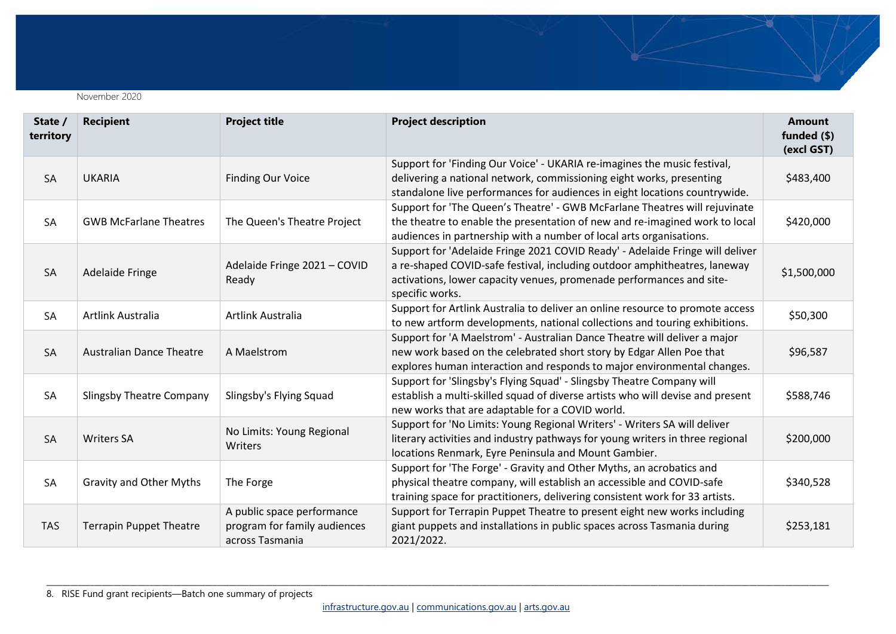November 2020

| State / territory | Recipient | Project title | Project description | Amount funded ($) (excl GST) |
|---|---|---|---|---|
| SA | UKARIA | Finding Our Voice | Support for 'Finding Our Voice' - UKARIA re-imagines the music festival, delivering a national network, commissioning eight works, presenting standalone live performances for audiences in eight locations countrywide. | $483,400 |
| SA | GWB McFarlane Theatres | The Queen's Theatre Project | Support for 'The Queen's Theatre' - GWB McFarlane Theatres will rejuvinate the theatre to enable the presentation of new and re-imagined work to local audiences in partnership with a number of local arts organisations. | $420,000 |
| SA | Adelaide Fringe | Adelaide Fringe 2021 – COVID Ready | Support for 'Adelaide Fringe 2021 COVID Ready' - Adelaide Fringe will deliver a re-shaped COVID-safe festival, including outdoor amphitheatres, laneway activations, lower capacity venues, promenade performances and site-specific works. | $1,500,000 |
| SA | Artlink Australia | Artlink Australia | Support for Artlink Australia to deliver an online resource to promote access to new artform developments, national collections and touring exhibitions. | $50,300 |
| SA | Australian Dance Theatre | A Maelstrom | Support for 'A Maelstrom' - Australian Dance Theatre will deliver a major new work based on the celebrated short story by Edgar Allen Poe that explores human interaction and responds to major environmental changes. | $96,587 |
| SA | Slingsby Theatre Company | Slingsby's Flying Squad | Support for 'Slingsby's Flying Squad' - Slingsby Theatre Company will establish a multi-skilled squad of diverse artists who will devise and present new works that are adaptable for a COVID world. | $588,746 |
| SA | Writers SA | No Limits: Young Regional Writers | Support for 'No Limits: Young Regional Writers' - Writers SA will deliver literary activities and industry pathways for young writers in three regional locations Renmark, Eyre Peninsula and Mount Gambier. | $200,000 |
| SA | Gravity and Other Myths | The Forge | Support for 'The Forge' - Gravity and Other Myths, an acrobatics and physical theatre company, will establish an accessible and COVID-safe training space for practitioners, delivering consistent work for 33 artists. | $340,528 |
| TAS | Terrapin Puppet Theatre | A public space performance program for family audiences across Tasmania | Support for Terrapin Puppet Theatre to present eight new works including giant puppets and installations in public spaces across Tasmania during 2021/2022. | $253,181 |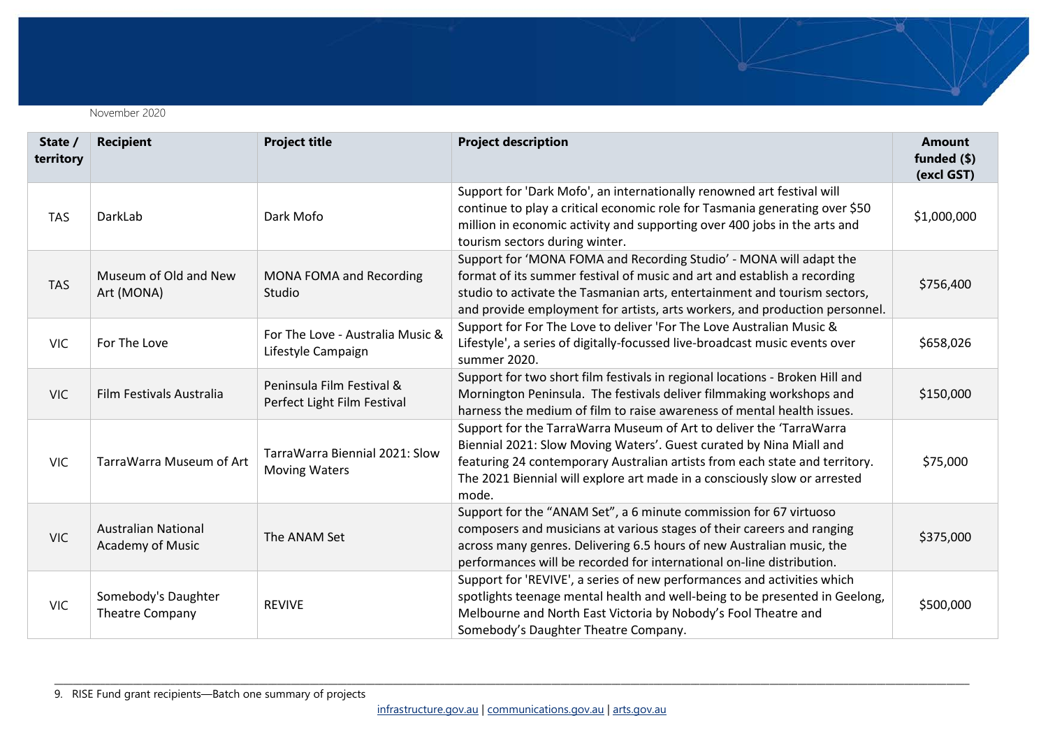November 2020

| State / territory | Recipient | Project title | Project description | Amount funded ($) (excl GST) |
|---|---|---|---|---|
| TAS | DarkLab | Dark Mofo | Support for 'Dark Mofo', an internationally renowned art festival will continue to play a critical economic role for Tasmania generating over $50 million in economic activity and supporting over 400 jobs in the arts and tourism sectors during winter. | $1,000,000 |
| TAS | Museum of Old and New Art (MONA) | MONA FOMA and Recording Studio | Support for 'MONA FOMA and Recording Studio' - MONA will adapt the format of its summer festival of music and art and establish a recording studio to activate the Tasmanian arts, entertainment and tourism sectors, and provide employment for artists, arts workers, and production personnel. | $756,400 |
| VIC | For The Love | For The Love - Australia Music & Lifestyle Campaign | Support for For The Love to deliver 'For The Love Australian Music & Lifestyle', a series of digitally-focussed live-broadcast music events over summer 2020. | $658,026 |
| VIC | Film Festivals Australia | Peninsula Film Festival & Perfect Light Film Festival | Support for two short film festivals in regional locations - Broken Hill and Mornington Peninsula. The festivals deliver filmmaking workshops and harness the medium of film to raise awareness of mental health issues. | $150,000 |
| VIC | TarraWarra Museum of Art | TarraWarra Biennial 2021: Slow Moving Waters | Support for the TarraWarra Museum of Art to deliver the 'TarraWarra Biennial 2021: Slow Moving Waters'. Guest curated by Nina Miall and featuring 24 contemporary Australian artists from each state and territory. The 2021 Biennial will explore art made in a consciously slow or arrested mode. | $75,000 |
| VIC | Australian National Academy of Music | The ANAM Set | Support for the "ANAM Set", a 6 minute commission for 67 virtuoso composers and musicians at various stages of their careers and ranging across many genres. Delivering 6.5 hours of new Australian music, the performances will be recorded for international on-line distribution. | $375,000 |
| VIC | Somebody's Daughter Theatre Company | REVIVE | Support for 'REVIVE', a series of new performances and activities which spotlights teenage mental health and well-being to be presented in Geelong, Melbourne and North East Victoria by Nobody's Fool Theatre and Somebody's Daughter Theatre Company. | $500,000 |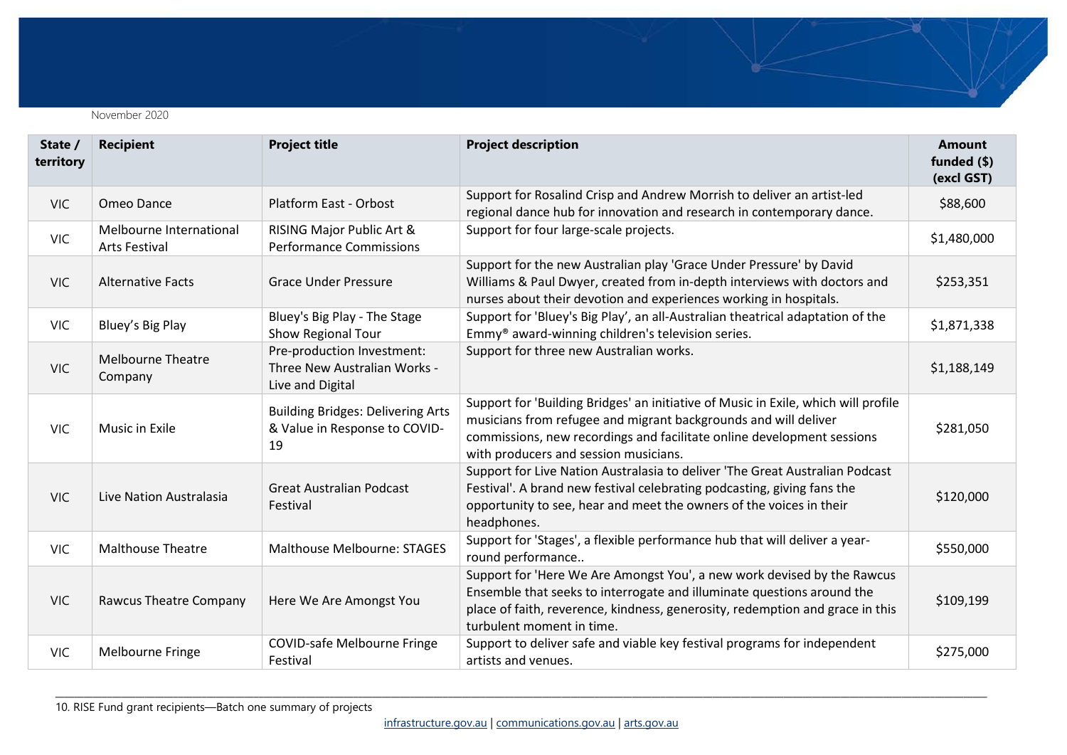November 2020

| State / territory | Recipient | Project title | Project description | Amount funded ($) (excl GST) |
|---|---|---|---|---|
| VIC | Omeo Dance | Platform East - Orbost | Support for Rosalind Crisp and Andrew Morrish to deliver an artist-led regional dance hub for innovation and research in contemporary dance. | $88,600 |
| VIC | Melbourne International Arts Festival | RISING Major Public Art & Performance Commissions | Support for four large-scale projects. | $1,480,000 |
| VIC | Alternative Facts | Grace Under Pressure | Support for the new Australian play 'Grace Under Pressure' by David Williams & Paul Dwyer, created from in-depth interviews with doctors and nurses about their devotion and experiences working in hospitals. | $253,351 |
| VIC | Bluey's Big Play | Bluey's Big Play - The Stage Show Regional Tour | Support for 'Bluey's Big Play', an all-Australian theatrical adaptation of the Emmy® award-winning children's television series. | $1,871,338 |
| VIC | Melbourne Theatre Company | Pre-production Investment: Three New Australian Works - Live and Digital | Support for three new Australian works. | $1,188,149 |
| VIC | Music in Exile | Building Bridges: Delivering Arts & Value in Response to COVID-19 | Support for 'Building Bridges' an initiative of Music in Exile, which will profile musicians from refugee and migrant backgrounds and will deliver commissions, new recordings and facilitate online development sessions with producers and session musicians. | $281,050 |
| VIC | Live Nation Australasia | Great Australian Podcast Festival | Support for Live Nation Australasia to deliver 'The Great Australian Podcast Festival'. A brand new festival celebrating podcasting, giving fans the opportunity to see, hear and meet the owners of the voices in their headphones. | $120,000 |
| VIC | Malthouse Theatre | Malthouse Melbourne: STAGES | Support for 'Stages', a flexible performance hub that will deliver a year-round performance.. | $550,000 |
| VIC | Rawcus Theatre Company | Here We Are Amongst You | Support for 'Here We Are Amongst You', a new work devised by the Rawcus Ensemble that seeks to interrogate and illuminate questions around the place of faith, reverence, kindness, generosity, redemption and grace in this turbulent moment in time. | $109,199 |
| VIC | Melbourne Fringe | COVID-safe Melbourne Fringe Festival | Support to deliver safe and viable key festival programs for independent artists and venues. | $275,000 |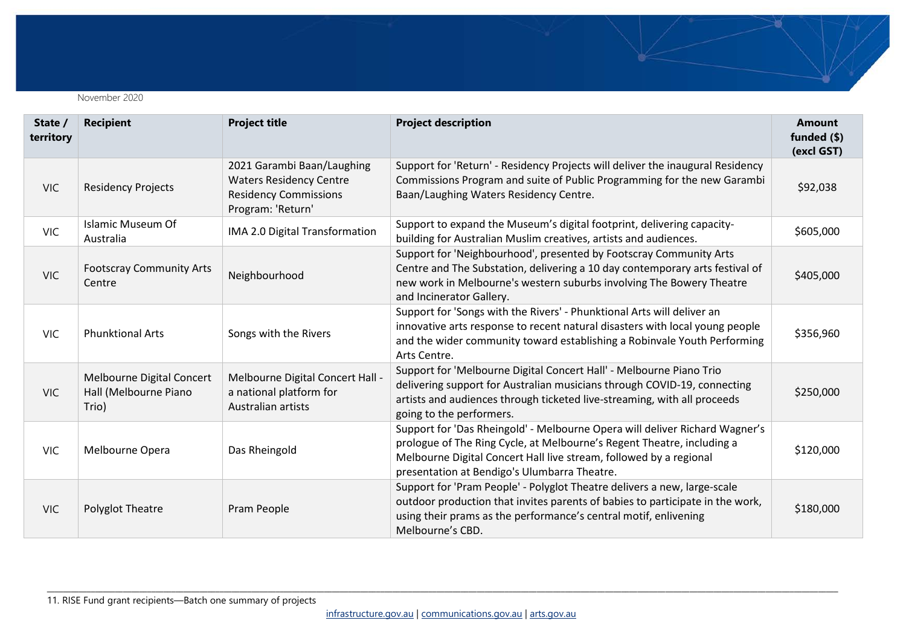November 2020

| State / territory | Recipient | Project title | Project description | Amount funded ($) (excl GST) |
|---|---|---|---|---|
| VIC | Residency Projects | 2021 Garambi Baan/Laughing Waters Residency Centre Residency Commissions Program: 'Return' | Support for 'Return' - Residency Projects will deliver the inaugural Residency Commissions Program and suite of Public Programming for the new Garambi Baan/Laughing Waters Residency Centre. | $92,038 |
| VIC | Islamic Museum Of Australia | IMA 2.0 Digital Transformation | Support to expand the Museum's digital footprint, delivering capacity-building for Australian Muslim creatives, artists and audiences. | $605,000 |
| VIC | Footscray Community Arts Centre | Neighbourhood | Support for 'Neighbourhood', presented by Footscray Community Arts Centre and The Substation, delivering a 10 day contemporary arts festival of new work in Melbourne's western suburbs involving The Bowery Theatre and Incinerator Gallery. | $405,000 |
| VIC | Phunktional Arts | Songs with the Rivers | Support for 'Songs with the Rivers' - Phunktional Arts will deliver an innovative arts response to recent natural disasters with local young people and the wider community toward establishing a Robinvale Youth Performing Arts Centre. | $356,960 |
| VIC | Melbourne Digital Concert Hall (Melbourne Piano Trio) | Melbourne Digital Concert Hall - a national platform for Australian artists | Support for 'Melbourne Digital Concert Hall' - Melbourne Piano Trio delivering support for Australian musicians through COVID-19, connecting artists and audiences through ticketed live-streaming, with all proceeds going to the performers. | $250,000 |
| VIC | Melbourne Opera | Das Rheingold | Support for 'Das Rheingold' - Melbourne Opera will deliver Richard Wagner's prologue of The Ring Cycle, at Melbourne's Regent Theatre, including a Melbourne Digital Concert Hall live stream, followed by a regional presentation at Bendigo's Ulumbarra Theatre. | $120,000 |
| VIC | Polyglot Theatre | Pram People | Support for 'Pram People' - Polyglot Theatre delivers a new, large-scale outdoor production that invites parents of babies to participate in the work, using their prams as the performance's central motif, enlivening Melbourne's CBD. | $180,000 |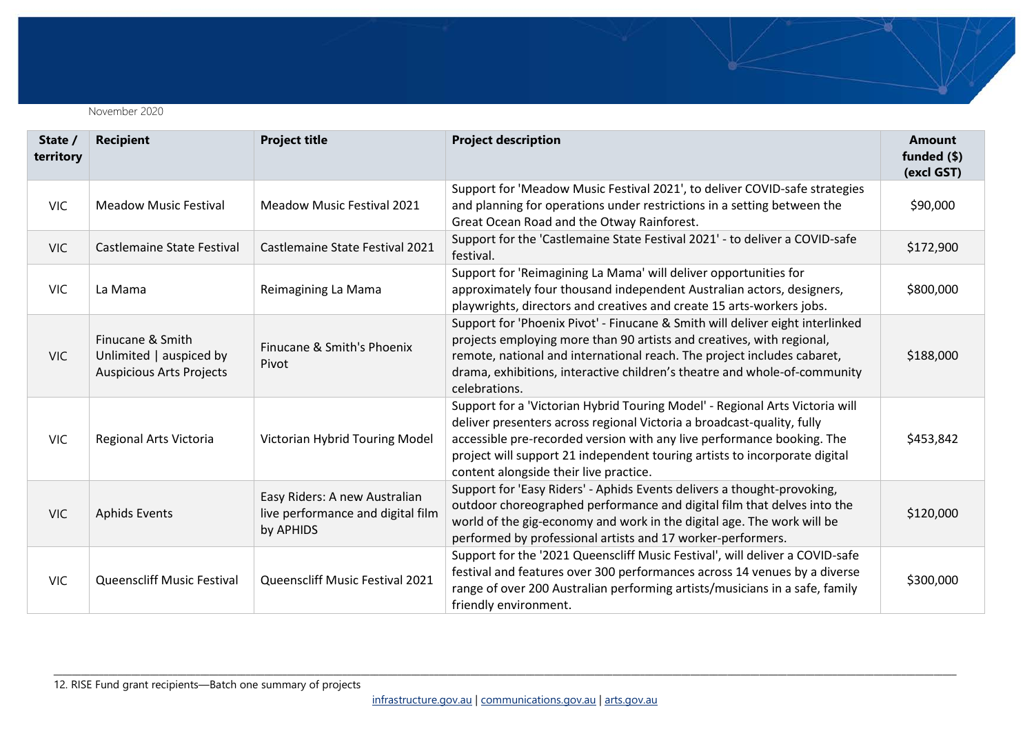November 2020

| State / territory | Recipient | Project title | Project description | Amount funded ($) (excl GST) |
|---|---|---|---|---|
| VIC | Meadow Music Festival | Meadow Music Festival 2021 | Support for 'Meadow Music Festival 2021', to deliver COVID-safe strategies and planning for operations under restrictions in a setting between the Great Ocean Road and the Otway Rainforest. | $90,000 |
| VIC | Castlemaine State Festival | Castlemaine State Festival 2021 | Support for the 'Castlemaine State Festival 2021' - to deliver a COVID-safe festival. | $172,900 |
| VIC | La Mama | Reimagining La Mama | Support for 'Reimagining La Mama' will deliver opportunities for approximately four thousand independent Australian actors, designers, playwrights, directors and creatives and create 15 arts-workers jobs. | $800,000 |
| VIC | Finucane & Smith Unlimited \| auspiced by Auspicious Arts Projects | Finucane & Smith's Phoenix Pivot | Support for 'Phoenix Pivot' - Finucane & Smith will deliver eight interlinked projects employing more than 90 artists and creatives, with regional, remote, national and international reach. The project includes cabaret, drama, exhibitions, interactive children's theatre and whole-of-community celebrations. | $188,000 |
| VIC | Regional Arts Victoria | Victorian Hybrid Touring Model | Support for a 'Victorian Hybrid Touring Model' - Regional Arts Victoria will deliver presenters across regional Victoria a broadcast-quality, fully accessible pre-recorded version with any live performance booking. The project will support 21 independent touring artists to incorporate digital content alongside their live practice. | $453,842 |
| VIC | Aphids Events | Easy Riders: A new Australian live performance and digital film by APHIDS | Support for 'Easy Riders' - Aphids Events delivers a thought-provoking, outdoor choreographed performance and digital film that delves into the world of the gig-economy and work in the digital age. The work will be performed by professional artists and 17 worker-performers. | $120,000 |
| VIC | Queenscliff Music Festival | Queenscliff Music Festival 2021 | Support for the '2021 Queenscliff Music Festival', will deliver a COVID-safe festival and features over 300 performances across 14 venues by a diverse range of over 200 Australian performing artists/musicians in a safe, family friendly environment. | $300,000 |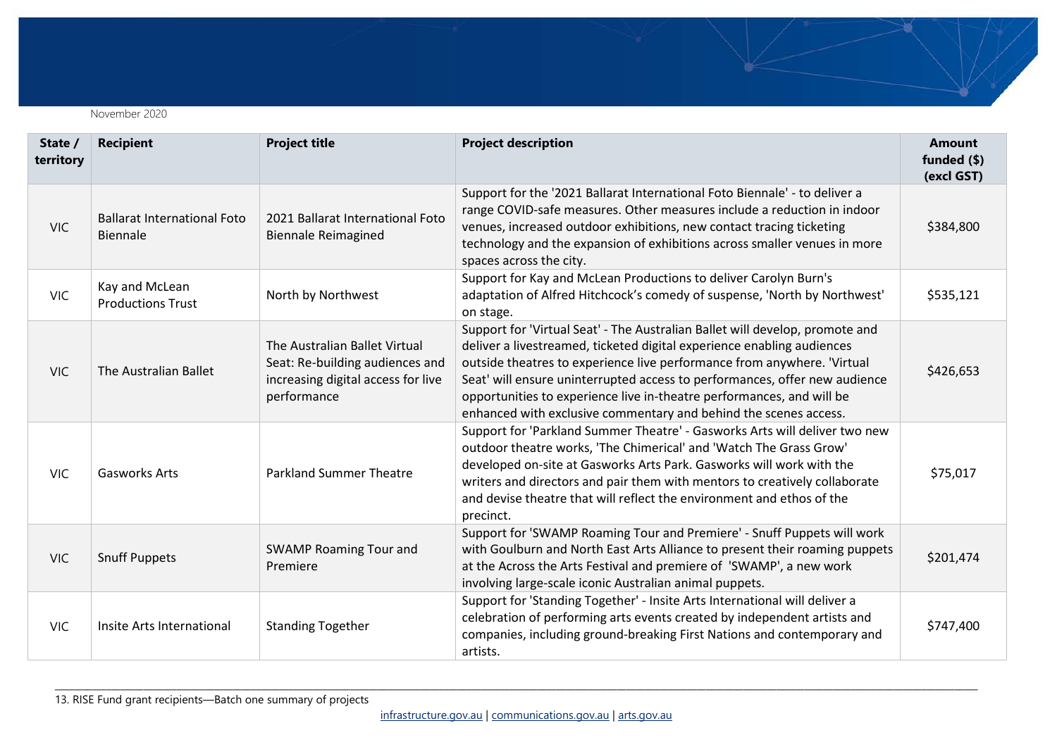November 2020

| State / territory | Recipient | Project title | Project description | Amount funded ($) (excl GST) |
|---|---|---|---|---|
| VIC | Ballarat International Foto Biennale | 2021 Ballarat International Foto Biennale Reimagined | Support for the '2021 Ballarat International Foto Biennale' - to deliver a range COVID-safe measures. Other measures include a reduction in indoor venues, increased outdoor exhibitions, new contact tracing ticketing technology and the expansion of exhibitions across smaller venues in more spaces across the city. | $384,800 |
| VIC | Kay and McLean Productions Trust | North by Northwest | Support for Kay and McLean Productions to deliver Carolyn Burn's adaptation of Alfred Hitchcock's comedy of suspense, 'North by Northwest' on stage. | $535,121 |
| VIC | The Australian Ballet | The Australian Ballet Virtual Seat: Re-building audiences and increasing digital access for live performance | Support for 'Virtual Seat' - The Australian Ballet will develop, promote and deliver a livestreamed, ticketed digital experience enabling audiences outside theatres to experience live performance from anywhere. 'Virtual Seat' will ensure uninterrupted access to performances, offer new audience opportunities to experience live in-theatre performances, and will be enhanced with exclusive commentary and behind the scenes access. | $426,653 |
| VIC | Gasworks Arts | Parkland Summer Theatre | Support for 'Parkland Summer Theatre' - Gasworks Arts will deliver two new outdoor theatre works, 'The Chimerical' and 'Watch The Grass Grow' developed on-site at Gasworks Arts Park. Gasworks will work with the writers and directors and pair them with mentors to creatively collaborate and devise theatre that will reflect the environment and ethos of the precinct. | $75,017 |
| VIC | Snuff Puppets | SWAMP Roaming Tour and Premiere | Support for 'SWAMP Roaming Tour and Premiere' - Snuff Puppets will work with Goulburn and North East Arts Alliance to present their roaming puppets at the Across the Arts Festival and premiere of 'SWAMP', a new work involving large-scale iconic Australian animal puppets. | $201,474 |
| VIC | Insite Arts International | Standing Together | Support for 'Standing Together' - Insite Arts International will deliver a celebration of performing arts events created by independent artists and companies, including ground-breaking First Nations and contemporary and artists. | $747,400 |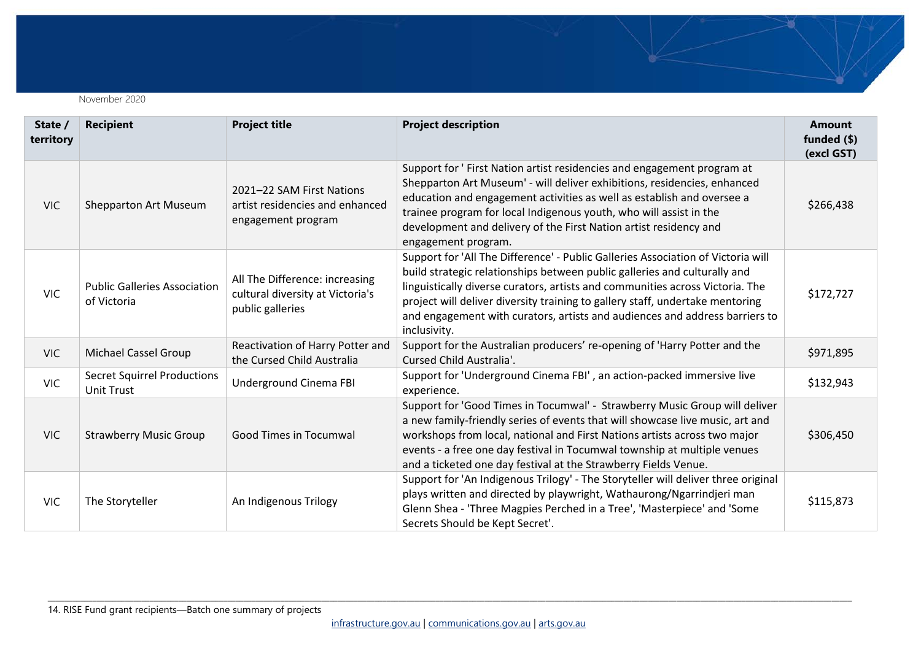| State / territory | Recipient | Project title | Project description | Amount funded ($) (excl GST) |
|---|---|---|---|---|
| VIC | Shepparton Art Museum | 2021–22 SAM First Nations artist residencies and enhanced engagement program | Support for ' First Nation artist residencies and engagement program at Shepparton Art Museum' - will deliver exhibitions, residencies, enhanced education and engagement activities as well as establish and oversee a trainee program for local Indigenous youth, who will assist in the development and delivery of the First Nation artist residency and engagement program. | $266,438 |
| VIC | Public Galleries Association of Victoria | All The Difference: increasing cultural diversity at Victoria's public galleries | Support for 'All The Difference' - Public Galleries Association of Victoria will build strategic relationships between public galleries and culturally and linguistically diverse curators, artists and communities across Victoria. The project will deliver diversity training to gallery staff, undertake mentoring and engagement with curators, artists and audiences and address barriers to inclusivity. | $172,727 |
| VIC | Michael Cassel Group | Reactivation of Harry Potter and the Cursed Child Australia | Support for the Australian producers' re-opening of 'Harry Potter and the Cursed Child Australia'. | $971,895 |
| VIC | Secret Squirrel Productions Unit Trust | Underground Cinema FBI | Support for 'Underground Cinema FBI' , an action-packed immersive live experience. | $132,943 |
| VIC | Strawberry Music Group | Good Times in Tocumwal | Support for 'Good Times in Tocumwal' - Strawberry Music Group will deliver a new family-friendly series of events that will showcase live music, art and workshops from local, national and First Nations artists across two major events - a free one day festival in Tocumwal township at multiple venues and a ticketed one day festival at the Strawberry Fields Venue. | $306,450 |
| VIC | The Storyteller | An Indigenous Trilogy | Support for 'An Indigenous Trilogy' - The Storyteller will deliver three original plays written and directed by playwright, Wathaurong/Ngarrindjeri man Glenn Shea - 'Three Magpies Perched in a Tree', 'Masterpiece' and 'Some Secrets Should be Kept Secret'. | $115,873 |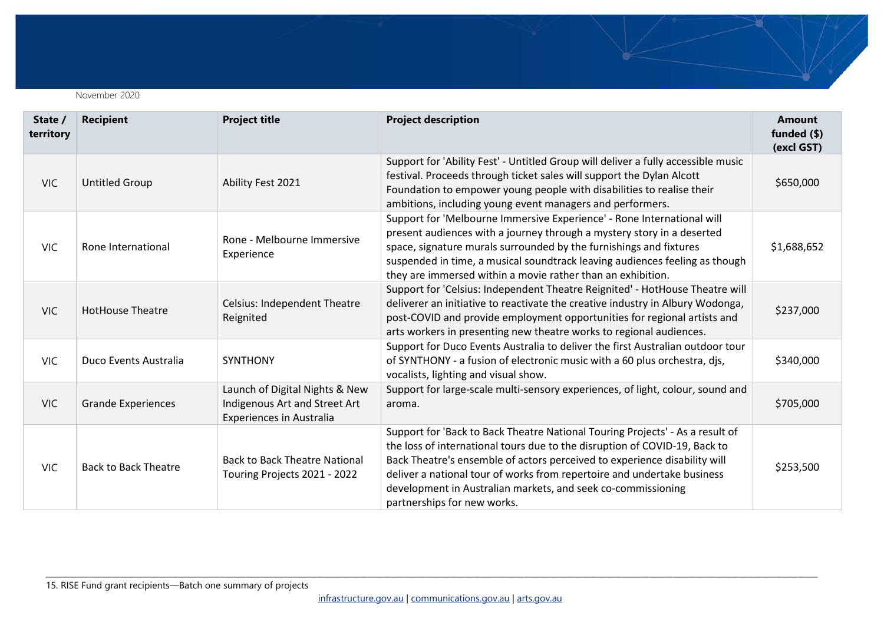November 2020

| State / territory | Recipient | Project title | Project description | Amount funded ($) (excl GST) |
|---|---|---|---|---|
| VIC | Untitled Group | Ability Fest 2021 | Support for 'Ability Fest' - Untitled Group will deliver a fully accessible music festival. Proceeds through ticket sales will support the Dylan Alcott Foundation to empower young people with disabilities to realise their ambitions, including young event managers and performers. | $650,000 |
| VIC | Rone International | Rone - Melbourne Immersive Experience | Support for 'Melbourne Immersive Experience' - Rone International will present audiences with a journey through a mystery story in a deserted space, signature murals surrounded by the furnishings and fixtures suspended in time, a musical soundtrack leaving audiences feeling as though they are immersed within a movie rather than an exhibition. | $1,688,652 |
| VIC | HotHouse Theatre | Celsius: Independent Theatre Reignited | Support for 'Celsius: Independent Theatre Reignited' - HotHouse Theatre will deliverer an initiative to reactivate the creative industry in Albury Wodonga, post-COVID and provide employment opportunities for regional artists and arts workers in presenting new theatre works to regional audiences. | $237,000 |
| VIC | Duco Events Australia | SYNTHONY | Support for Duco Events Australia to deliver the first Australian outdoor tour of SYNTHONY - a fusion of electronic music with a 60 plus orchestra, djs, vocalists, lighting and visual show. | $340,000 |
| VIC | Grande Experiences | Launch of Digital Nights & New Indigenous Art and Street Art Experiences in Australia | Support for large-scale multi-sensory experiences, of light, colour, sound and aroma. | $705,000 |
| VIC | Back to Back Theatre | Back to Back Theatre National Touring Projects 2021 - 2022 | Support for 'Back to Back Theatre National Touring Projects' - As a result of the loss of international tours due to the disruption of COVID-19, Back to Back Theatre's ensemble of actors perceived to experience disability will deliver a national tour of works from repertoire and undertake business development in Australian markets, and seek co-commissioning partnerships for new works. | $253,500 |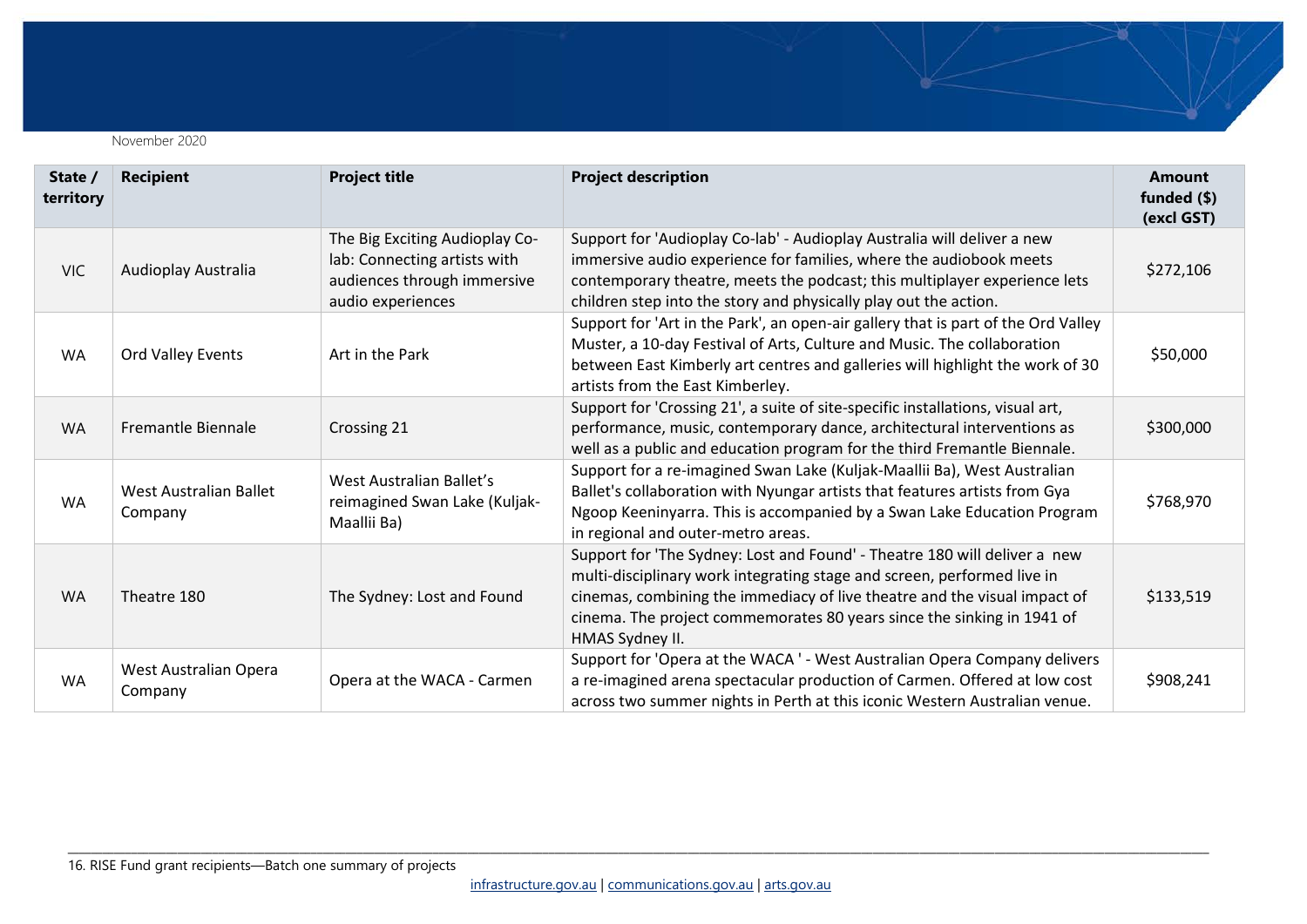November 2020

| State / territory | Recipient | Project title | Project description | Amount funded ($) (excl GST) |
|---|---|---|---|---|
| VIC | Audioplay Australia | The Big Exciting Audioplay Co-lab: Connecting artists with audiences through immersive audio experiences | Support for 'Audioplay Co-lab' - Audioplay Australia will deliver a new immersive audio experience for families, where the audiobook meets contemporary theatre, meets the podcast; this multiplayer experience lets children step into the story and physically play out the action. | $272,106 |
| WA | Ord Valley Events | Art in the Park | Support for 'Art in the Park', an open-air gallery that is part of the Ord Valley Muster, a 10-day Festival of Arts, Culture and Music. The collaboration between East Kimberly art centres and galleries will highlight the work of 30 artists from the East Kimberley. | $50,000 |
| WA | Fremantle Biennale | Crossing 21 | Support for 'Crossing 21', a suite of site-specific installations, visual art, performance, music, contemporary dance, architectural interventions as well as a public and education program for the third Fremantle Biennale. | $300,000 |
| WA | West Australian Ballet Company | West Australian Ballet's reimagined Swan Lake (Kuljak-Maallii Ba) | Support for a re-imagined Swan Lake (Kuljak-Maallii Ba), West Australian Ballet's collaboration with Nyungar artists that features artists from Gya Ngoop Keeninyarra. This is accompanied by a Swan Lake Education Program in regional and outer-metro areas. | $768,970 |
| WA | Theatre 180 | The Sydney: Lost and Found | Support for 'The Sydney: Lost and Found' - Theatre 180 will deliver a new multi-disciplinary work integrating stage and screen, performed live in cinemas, combining the immediacy of live theatre and the visual impact of cinema. The project commemorates 80 years since the sinking in 1941 of HMAS Sydney II. | $133,519 |
| WA | West Australian Opera Company | Opera at the WACA - Carmen | Support for 'Opera at the WACA ' - West Australian Opera Company delivers a re-imagined arena spectacular production of Carmen. Offered at low cost across two summer nights in Perth at this iconic Western Australian venue. | $908,241 |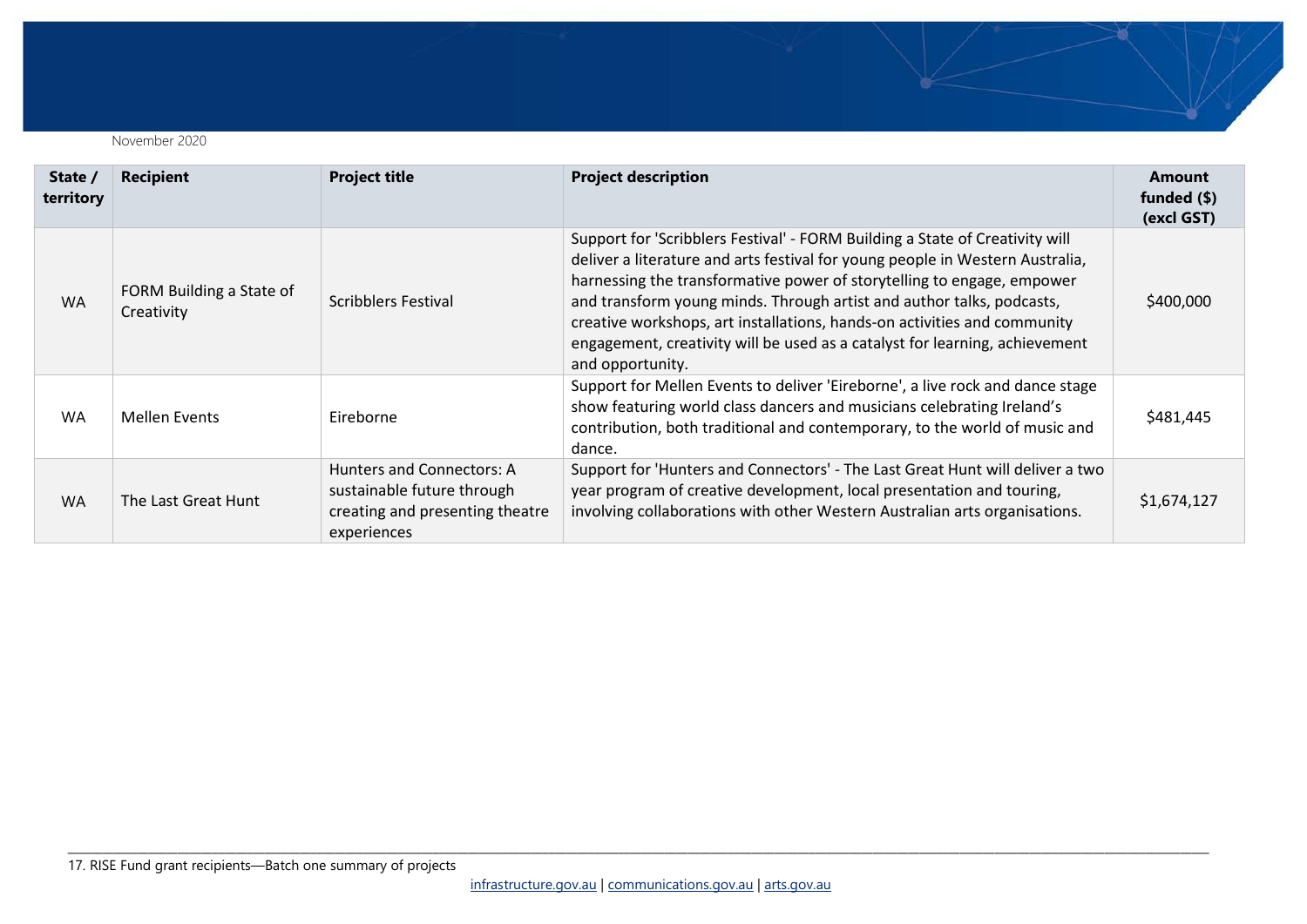November 2020

| State / territory | Recipient | Project title | Project description | Amount funded ($) (excl GST) |
|---|---|---|---|---|
| WA | FORM Building a State of Creativity | Scribblers Festival | Support for 'Scribblers Festival' - FORM Building a State of Creativity will deliver a literature and arts festival for young people in Western Australia, harnessing the transformative power of storytelling to engage, empower and transform young minds. Through artist and author talks, podcasts, creative workshops, art installations, hands-on activities and community engagement, creativity will be used as a catalyst for learning, achievement and opportunity. | $400,000 |
| WA | Mellen Events | Eireborne | Support for Mellen Events to deliver 'Eireborne', a live rock and dance stage show featuring world class dancers and musicians celebrating Ireland's contribution, both traditional and contemporary, to the world of music and dance. | $481,445 |
| WA | The Last Great Hunt | Hunters and Connectors: A sustainable future through creating and presenting theatre experiences | Support for 'Hunters and Connectors' - The Last Great Hunt will deliver a two year program of creative development, local presentation and touring, involving collaborations with other Western Australian arts organisations. | $1,674,127 |